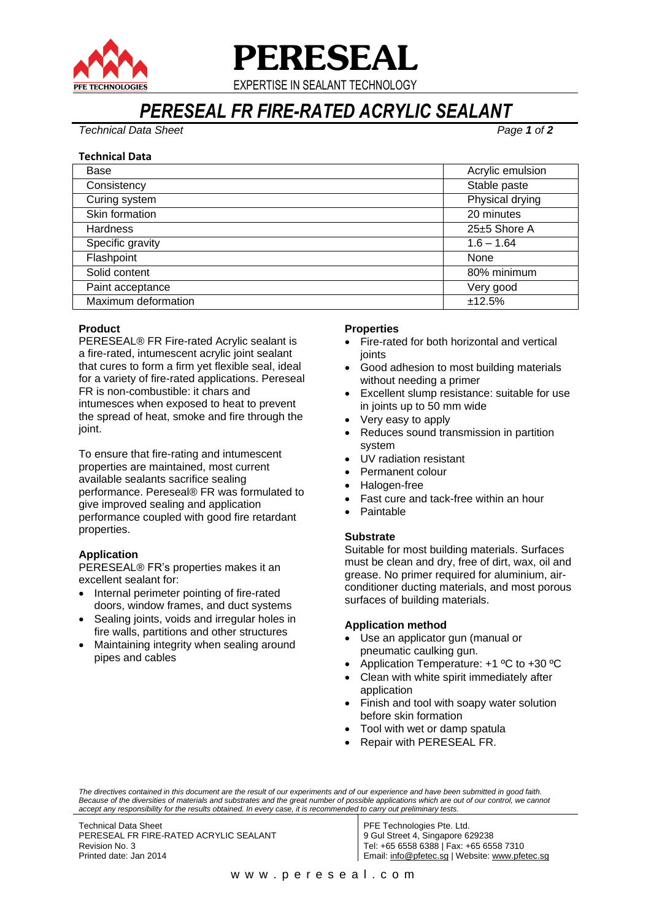# PERESEAL

EXPERTISE IN SEALANT TECHNOLOGY

# *PERESEAL FR FIRE-RATED ACRYLIC SEALANT*

*Technical Data Sheet*

**Technical Data**

| | |
|---|---|
| Base | Acrylic emulsion |
| Consistency | Stable paste |
| Curing system | Physical drying |
| Skin formation | 20 minutes |
| Hardness | 25±5 Shore A |
| Specific gravity | 1.6 – 1.64 |
| Flashpoint | None |
| Solid content | 80% minimum |
| Paint acceptance | Very good |
| Maximum deformation | ±12.5% |

### Product

PERESEAL® FR Fire-rated Acrylic sealant is a fire-rated, intumescent acrylic joint sealant that cures to form a firm yet flexible seal, ideal for a variety of fire-rated applications. Pereseal FR is non-combustible: it chars and intumesces when exposed to heat to prevent the spread of heat, smoke and fire through the joint.

To ensure that fire-rating and intumescent properties are maintained, most current available sealants sacrifice sealing performance. Pereseal® FR was formulated to give improved sealing and application performance coupled with good fire retardant properties.

### Application

PERESEAL® FR's properties makes it an excellent sealant for:

- Internal perimeter pointing of fire-rated doors, window frames, and duct systems
- Sealing joints, voids and irregular holes in fire walls, partitions and other structures
- Maintaining integrity when sealing around pipes and cables

### Properties

- Fire-rated for both horizontal and vertical joints
- Good adhesion to most building materials without needing a primer
- Excellent slump resistance: suitable for use in joints up to 50 mm wide
- Very easy to apply
- Reduces sound transmission in partition system
- UV radiation resistant
- Permanent colour
- Halogen-free
- Fast cure and tack-free within an hour
- Paintable

### Substrate

Suitable for most building materials. Surfaces must be clean and dry, free of dirt, wax, oil and grease. No primer required for aluminium, air-conditioner ducting materials, and most porous surfaces of building materials.

### Application method

- Use an applicator gun (manual or pneumatic caulking gun.
- Application Temperature: +1 ºC to +30 ºC
- Clean with white spirit immediately after application
- Finish and tool with soapy water solution before skin formation
- Tool with wet or damp spatula
- Repair with PERESEAL FR.

*The directives contained in this document are the result of our experiments and of our experience and have been submitted in good faith. Because of the diversities of materials and substrates and the great number of possible applications which are out of our control, we cannot accept any responsibility for the results obtained. In every case, it is recommended to carry out preliminary tests.*

Technical Data Sheet
PERESEAL FR FIRE-RATED ACRYLIC SEALANT
Revision No. 3
Printed date: Jan 2014

PFE Technologies Pte. Ltd.
9 Gul Street 4, Singapore 629238
Tel: +65 6558 6388 | Fax: +65 6558 7310
Email: info@pfetec.sg | Website: www.pfetec.sg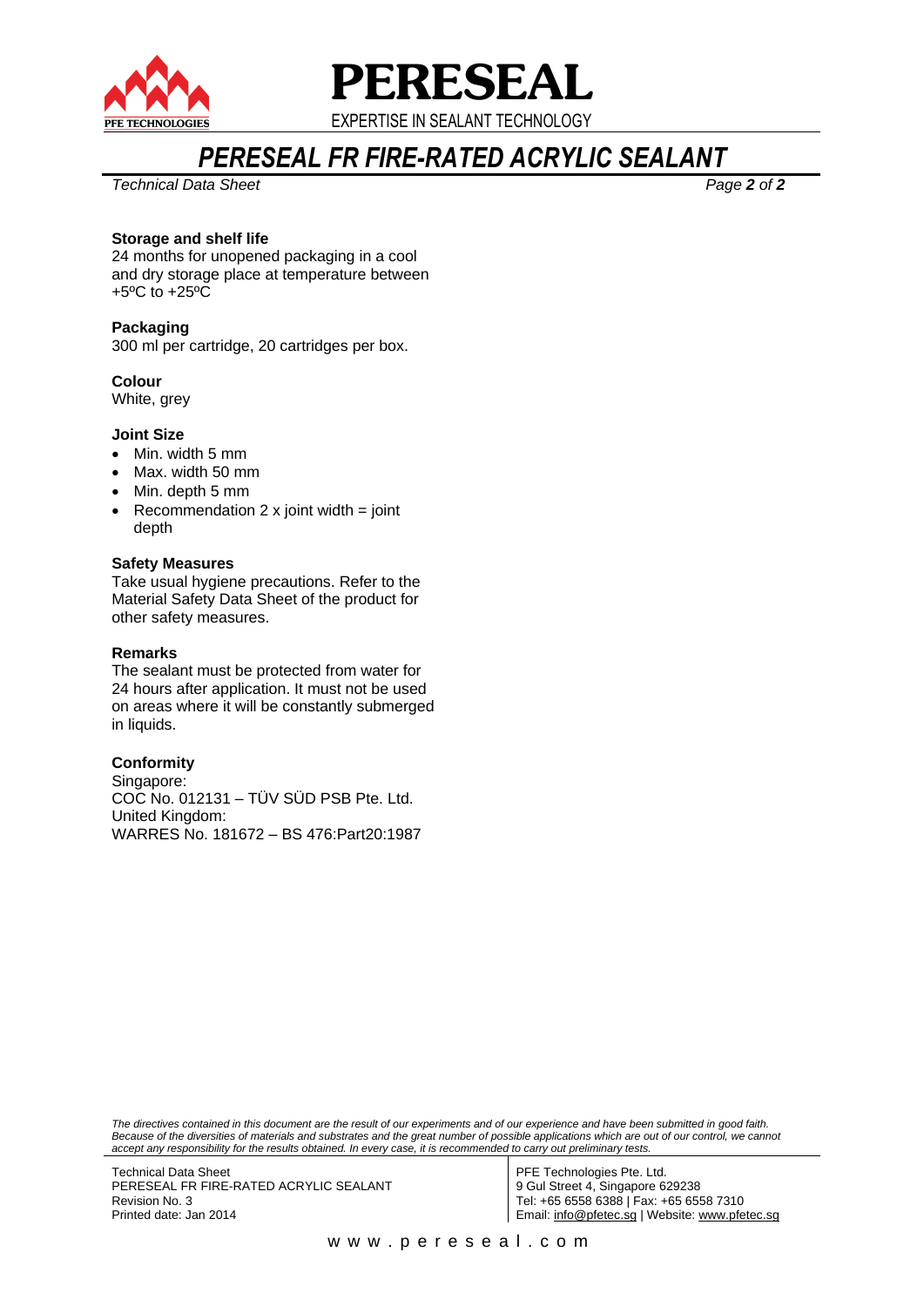## Storage and shelf life

24 months for unopened packaging in a cool and dry storage place at temperature between +5ºC to +25ºC

## Packaging

300 ml per cartridge, 20 cartridges per box.

## Colour

White, grey

## Joint Size

- Min. width 5 mm
- Max. width 50 mm
- Min. depth 5 mm
- Recommendation 2 x joint width = joint depth

## Safety Measures

Take usual hygiene precautions. Refer to the Material Safety Data Sheet of the product for other safety measures.

## Remarks

The sealant must be protected from water for 24 hours after application. It must not be used on areas where it will be constantly submerged in liquids.

## Conformity

Singapore:
COC No. 012131 – TÜV SÜD PSB Pte. Ltd.
United Kingdom:
WARRES No. 181672 – BS 476:Part20:1987

*The directives contained in this document are the result of our experiments and of our experience and have been submitted in good faith. Because of the diversities of materials and substrates and the great number of possible applications which are out of our control, we cannot accept any responsibility for the results obtained. In every case, it is recommended to carry out preliminary tests.*

Technical Data Sheet
PERESEAL FR FIRE-RATED ACRYLIC SEALANT
Revision No. 3
Printed date: Jan 2014

PFE Technologies Pte. Ltd.
9 Gul Street 4, Singapore 629238
Tel: +65 6558 6388 | Fax: +65 6558 7310
Email: info@pfetec.sg | Website: www.pfetec.sg